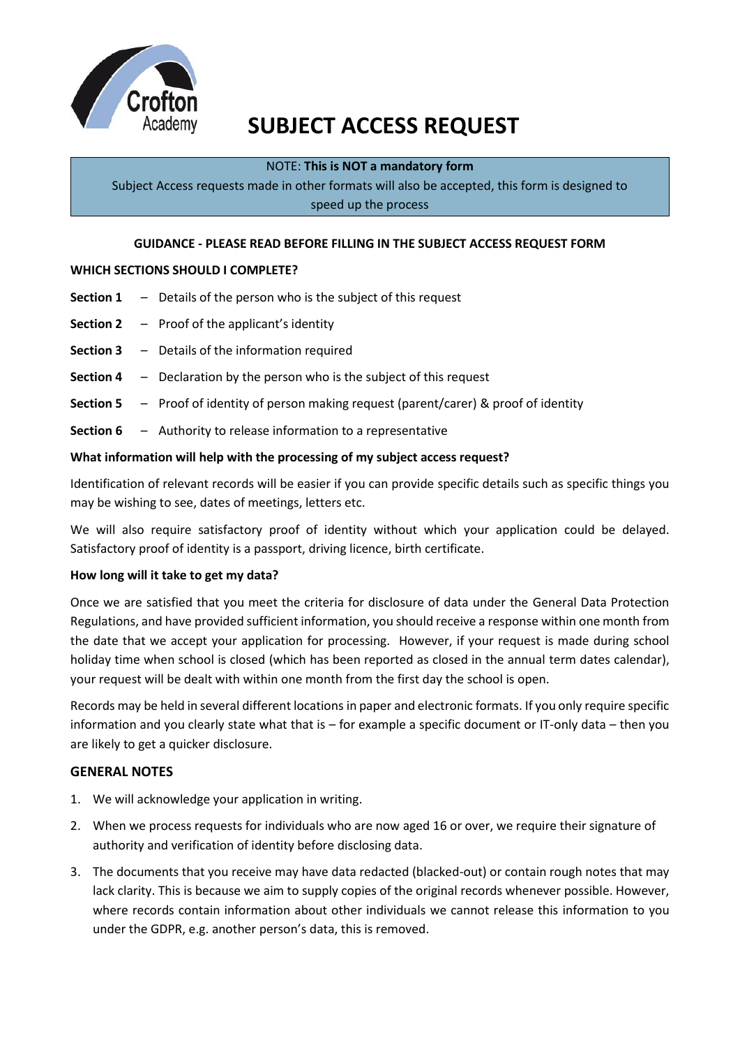Crofton Academy

# SUBJECT ACCESS REQUEST

NOTE: **This is NOT a mandatory form**
Subject Access requests made in other formats will also be accepted, this form is designed to speed up the process

**GUIDANCE - PLEASE READ BEFORE FILLING IN THE SUBJECT ACCESS REQUEST FORM**

**WHICH SECTIONS SHOULD I COMPLETE?**

**Section 1** – Details of the person who is the subject of this request

**Section 2** – Proof of the applicant's identity

**Section 3** – Details of the information required

**Section 4** – Declaration by the person who is the subject of this request

**Section 5** – Proof of identity of person making request (parent/carer) & proof of identity

**Section 6** – Authority to release information to a representative

**What information will help with the processing of my subject access request?**

Identification of relevant records will be easier if you can provide specific details such as specific things you may be wishing to see, dates of meetings, letters etc.

We will also require satisfactory proof of identity without which your application could be delayed. Satisfactory proof of identity is a passport, driving licence, birth certificate.

**How long will it take to get my data?**

Once we are satisfied that you meet the criteria for disclosure of data under the General Data Protection Regulations, and have provided sufficient information, you should receive a response within one month from the date that we accept your application for processing. However, if your request is made during school holiday time when school is closed (which has been reported as closed in the annual term dates calendar), your request will be dealt with within one month from the first day the school is open.

Records may be held in several different locations in paper and electronic formats. If you only require specific information and you clearly state what that is – for example a specific document or IT-only data – then you are likely to get a quicker disclosure.

## GENERAL NOTES

1. We will acknowledge your application in writing.
2. When we process requests for individuals who are now aged 16 or over, we require their signature of authority and verification of identity before disclosing data.
3. The documents that you receive may have data redacted (blacked-out) or contain rough notes that may lack clarity. This is because we aim to supply copies of the original records whenever possible. However, where records contain information about other individuals we cannot release this information to you under the GDPR, e.g. another person's data, this is removed.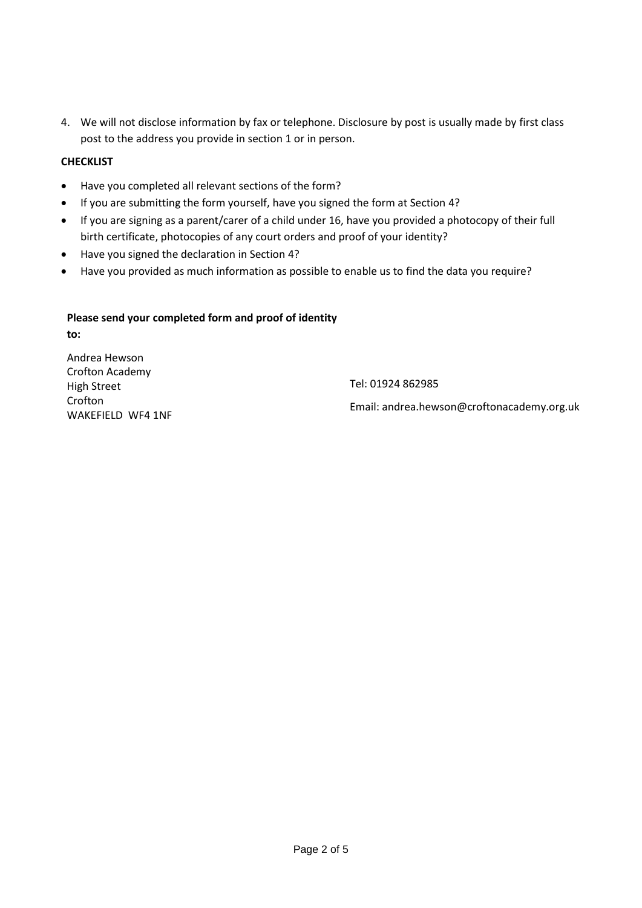4. We will not disclose information by fax or telephone. Disclosure by post is usually made by first class post to the address you provide in section 1 or in person.

**CHECKLIST**

- Have you completed all relevant sections of the form?
- If you are submitting the form yourself, have you signed the form at Section 4?
- If you are signing as a parent/carer of a child under 16, have you provided a photocopy of their full birth certificate, photocopies of any court orders and proof of your identity?
- Have you signed the declaration in Section 4?
- Have you provided as much information as possible to enable us to find the data you require?

**Please send your completed form and proof of identity to:**

Andrea Hewson
Crofton Academy
High Street
Crofton
WAKEFIELD WF4 1NF

Tel: 01924 862985

Email: andrea.hewson@croftonacademy.org.uk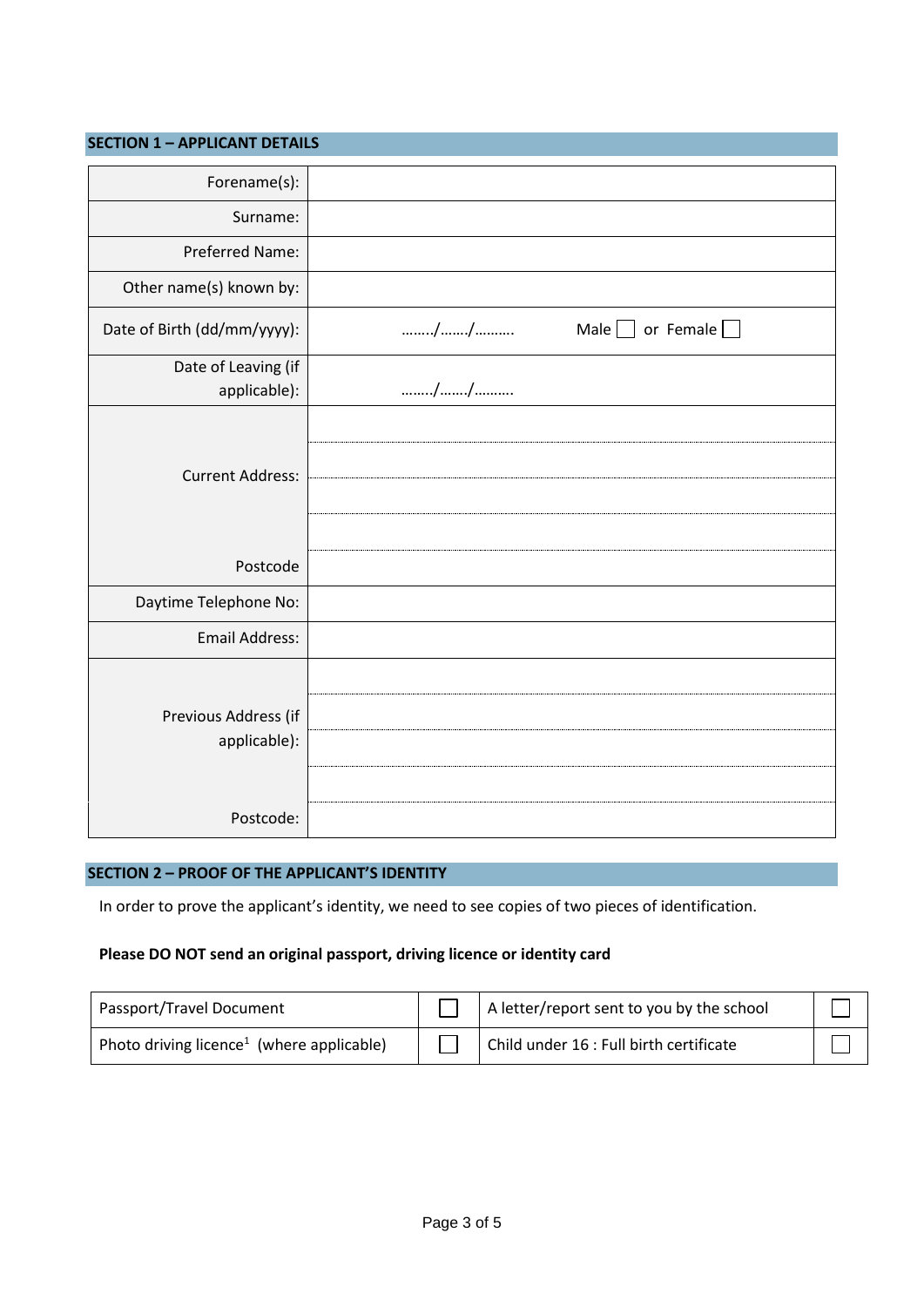## SECTION 1 – APPLICANT DETAILS

| | |
|---|---|
| Forename(s): | |
| Surname: | |
| Preferred Name: | |
| Other name(s) known by: | |
| Date of Birth (dd/mm/yyyy): | ……../……./………. Male ☐ or Female ☐ |
| Date of Leaving (if applicable): | ……../……./………. |
| Current Address: | |
| | |
| | |
| | |
| Postcode | |
| Daytime Telephone No: | |
| Email Address: | |
| Previous Address (if applicable): | |
| | |
| | |
| | |
| Postcode: | |

## SECTION 2 – PROOF OF THE APPLICANT'S IDENTITY

In order to prove the applicant's identity, we need to see copies of two pieces of identification.

**Please DO NOT send an original passport, driving licence or identity card**

| | | | |
|---|---|---|---|
| Passport/Travel Document | ☐ | A letter/report sent to you by the school | ☐ |
| Photo driving licence[1] (where applicable) | ☐ | Child under 16 : Full birth certificate | ☐ |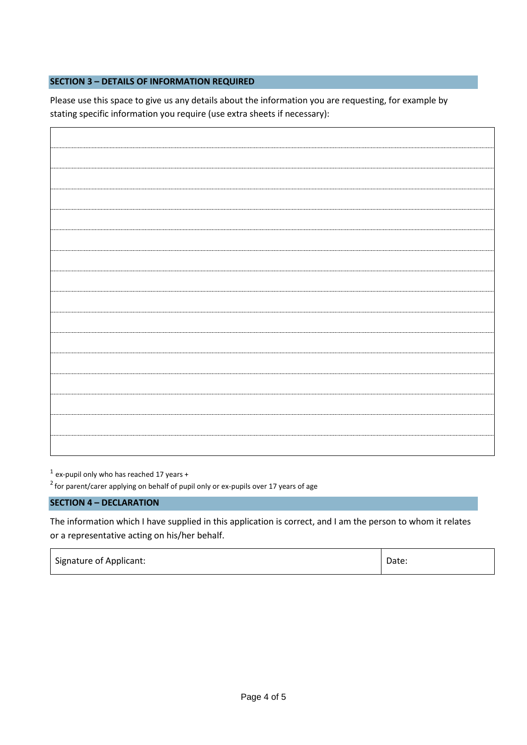## SECTION 3 – DETAILS OF INFORMATION REQUIRED

Please use this space to give us any details about the information you are requesting, for example by stating specific information you require (use extra sheets if necessary):

| |
|---|
| |
| |
| |
| |
| |
| |
| |
| |
| |
| |
| |
| |
| |
| |
| |

[1] ex-pupil only who has reached 17 years +

[2] for parent/carer applying on behalf of pupil only or ex-pupils over 17 years of age

## SECTION 4 – DECLARATION

The information which I have supplied in this application is correct, and I am the person to whom it relates or a representative acting on his/her behalf.

| Signature of Applicant: | Date: |
|---|---|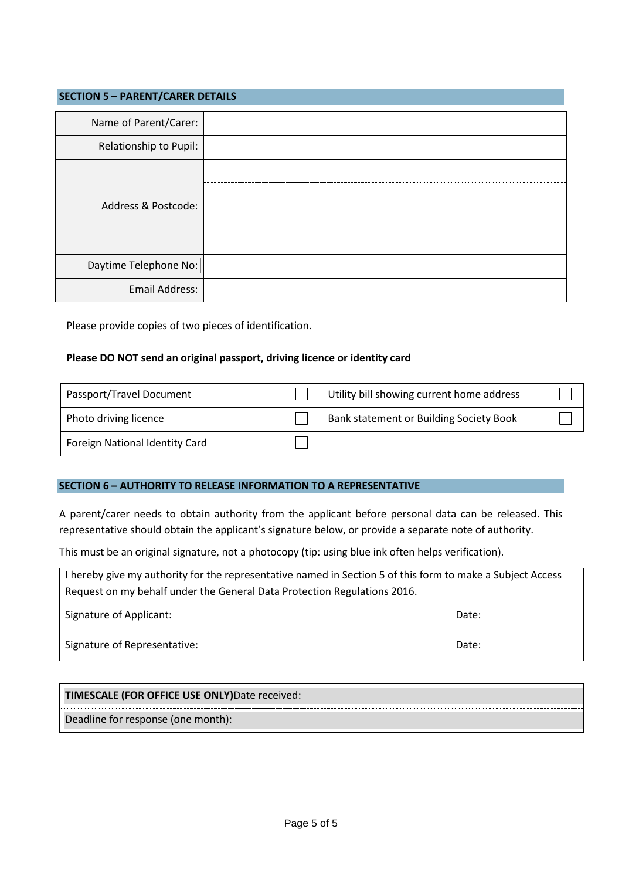## SECTION 5 – PARENT/CARER DETAILS

| | |
|---|---|
| Name of Parent/Carer: | |
| Relationship to Pupil: | |
| Address & Postcode: | |
| Daytime Telephone No: | |
| Email Address: | |

Please provide copies of two pieces of identification.

**Please DO NOT send an original passport, driving licence or identity card**

| | | | |
|---|---|---|---|
| Passport/Travel Document | ☐ | Utility bill showing current home address | ☐ |
| Photo driving licence | ☐ | Bank statement or Building Society Book | ☐ |
| Foreign National Identity Card | ☐ | | |

## SECTION 6 – AUTHORITY TO RELEASE INFORMATION TO A REPRESENTATIVE

A parent/carer needs to obtain authority from the applicant before personal data can be released. This representative should obtain the applicant's signature below, or provide a separate note of authority.

This must be an original signature, not a photocopy (tip: using blue ink often helps verification).

| | |
|---|---|
| I hereby give my authority for the representative named in Section 5 of this form to make a Subject Access Request on my behalf under the General Data Protection Regulations 2016. | |
| Signature of Applicant: | Date: |
| Signature of Representative: | Date: |

| |
|---|
| **TIMESCALE (FOR OFFICE USE ONLY)** Date received: |
| Deadline for response (one month): |